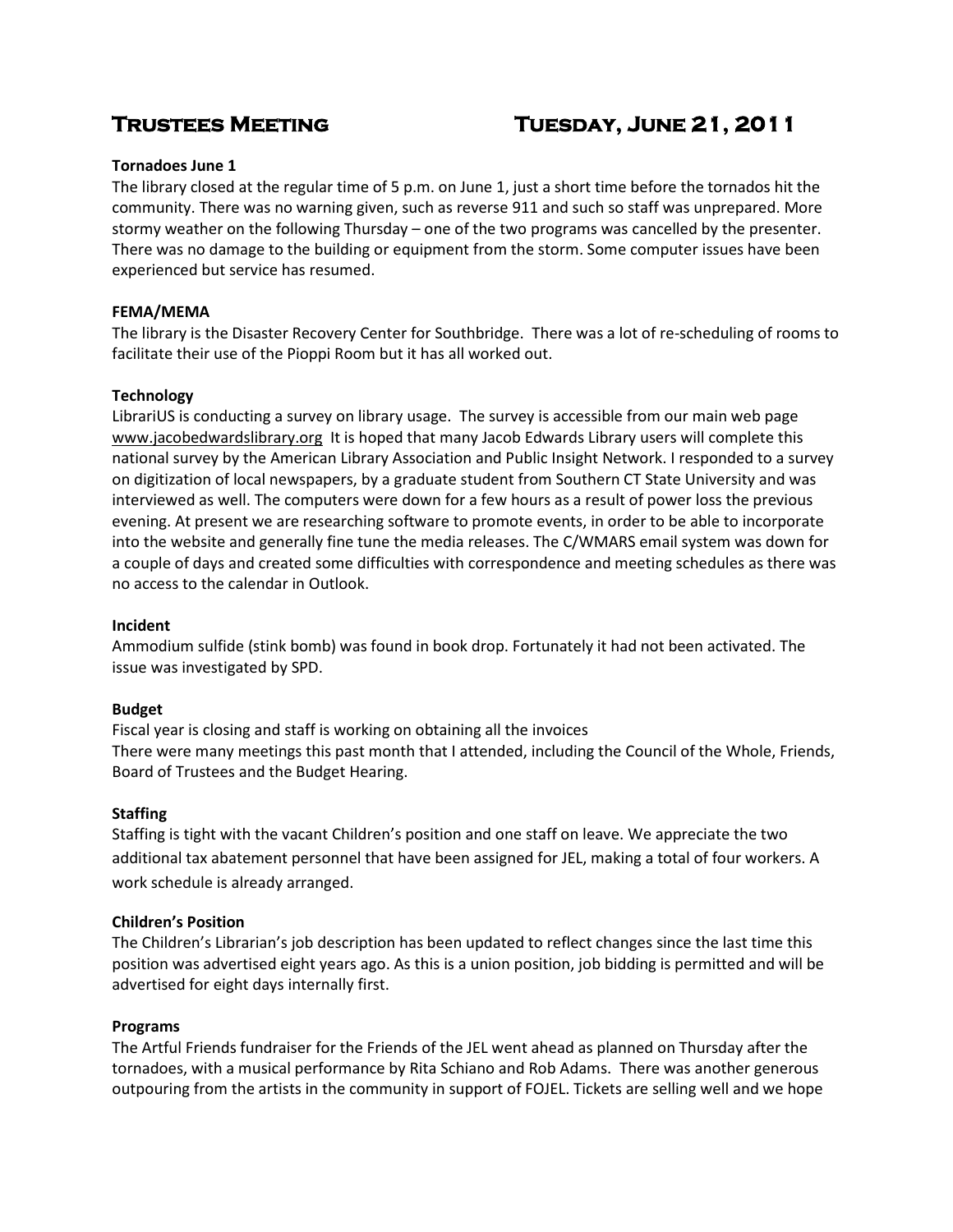# Trustees Meeting Tuesday, June 21, 2011

**Tornadoes June 1**

The library closed at the regular time of 5 p.m. on June 1, just a short time before the tornados hit the community. There was no warning given, such as reverse 911 and such so staff was unprepared. More stormy weather on the following Thursday – one of the two programs was cancelled by the presenter. There was no damage to the building or equipment from the storm. Some computer issues have been experienced but service has resumed.

**FEMA/MEMA**

The library is the Disaster Recovery Center for Southbridge. There was a lot of re-scheduling of rooms to facilitate their use of the Pioppi Room but it has all worked out.

**Technology**

LibrariUS is conducting a survey on library usage. The survey is accessible from our main web page www.jacobedwardslibrary.org It is hoped that many Jacob Edwards Library users will complete this national survey by the American Library Association and Public Insight Network. I responded to a survey on digitization of local newspapers, by a graduate student from Southern CT State University and was interviewed as well. The computers were down for a few hours as a result of power loss the previous evening. At present we are researching software to promote events, in order to be able to incorporate into the website and generally fine tune the media releases. The C/WMARS email system was down for a couple of days and created some difficulties with correspondence and meeting schedules as there was no access to the calendar in Outlook.

**Incident**

Ammodium sulfide (stink bomb) was found in book drop. Fortunately it had not been activated. The issue was investigated by SPD.

**Budget**

Fiscal year is closing and staff is working on obtaining all the invoices
There were many meetings this past month that I attended, including the Council of the Whole, Friends, Board of Trustees and the Budget Hearing.

**Staffing**

Staffing is tight with the vacant Children's position and one staff on leave. We appreciate the two additional tax abatement personnel that have been assigned for JEL, making a total of four workers. A work schedule is already arranged.

**Children's Position**

The Children's Librarian's job description has been updated to reflect changes since the last time this position was advertised eight years ago. As this is a union position, job bidding is permitted and will be advertised for eight days internally first.

**Programs**

The Artful Friends fundraiser for the Friends of the JEL went ahead as planned on Thursday after the tornadoes, with a musical performance by Rita Schiano and Rob Adams. There was another generous outpouring from the artists in the community in support of FOJEL. Tickets are selling well and we hope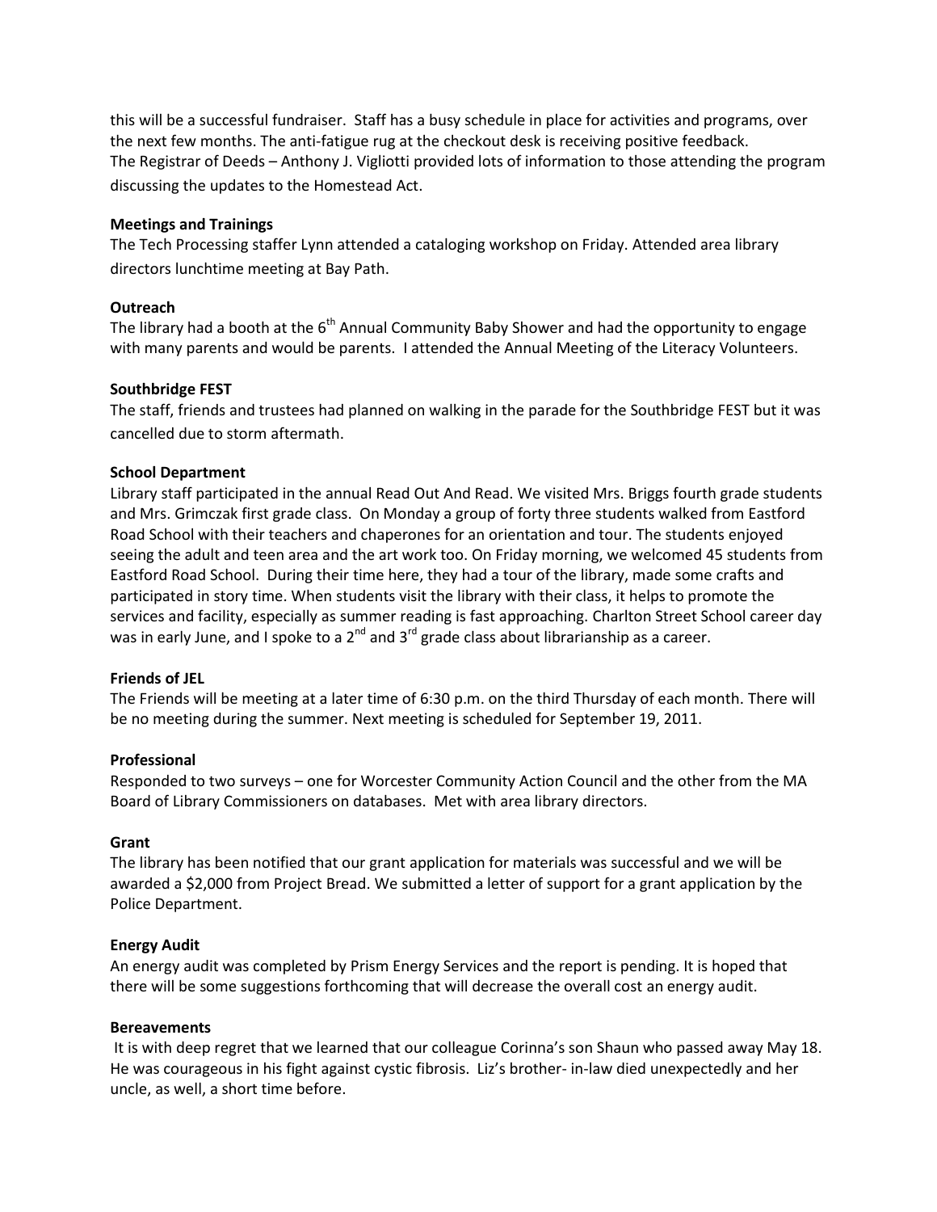this will be a successful fundraiser. Staff has a busy schedule in place for activities and programs, over the next few months. The anti-fatigue rug at the checkout desk is receiving positive feedback.
The Registrar of Deeds – Anthony J. Vigliotti provided lots of information to those attending the program discussing the updates to the Homestead Act.

**Meetings and Trainings**
The Tech Processing staffer Lynn attended a cataloging workshop on Friday. Attended area library directors lunchtime meeting at Bay Path.

**Outreach**
The library had a booth at the 6th Annual Community Baby Shower and had the opportunity to engage with many parents and would be parents. I attended the Annual Meeting of the Literacy Volunteers.

**Southbridge FEST**
The staff, friends and trustees had planned on walking in the parade for the Southbridge FEST but it was cancelled due to storm aftermath.

**School Department**
Library staff participated in the annual Read Out And Read. We visited Mrs. Briggs fourth grade students and Mrs. Grimczak first grade class. On Monday a group of forty three students walked from Eastford Road School with their teachers and chaperones for an orientation and tour. The students enjoyed seeing the adult and teen area and the art work too. On Friday morning, we welcomed 45 students from Eastford Road School. During their time here, they had a tour of the library, made some crafts and participated in story time. When students visit the library with their class, it helps to promote the services and facility, especially as summer reading is fast approaching. Charlton Street School career day was in early June, and I spoke to a 2nd and 3rd grade class about librarianship as a career.

**Friends of JEL**
The Friends will be meeting at a later time of 6:30 p.m. on the third Thursday of each month. There will be no meeting during the summer. Next meeting is scheduled for September 19, 2011.

**Professional**
Responded to two surveys – one for Worcester Community Action Council and the other from the MA Board of Library Commissioners on databases. Met with area library directors.

**Grant**
The library has been notified that our grant application for materials was successful and we will be awarded a $2,000 from Project Bread. We submitted a letter of support for a grant application by the Police Department.

**Energy Audit**
An energy audit was completed by Prism Energy Services and the report is pending. It is hoped that there will be some suggestions forthcoming that will decrease the overall cost an energy audit.

**Bereavements**
It is with deep regret that we learned that our colleague Corinna's son Shaun who passed away May 18. He was courageous in his fight against cystic fibrosis. Liz's brother- in-law died unexpectedly and her uncle, as well, a short time before.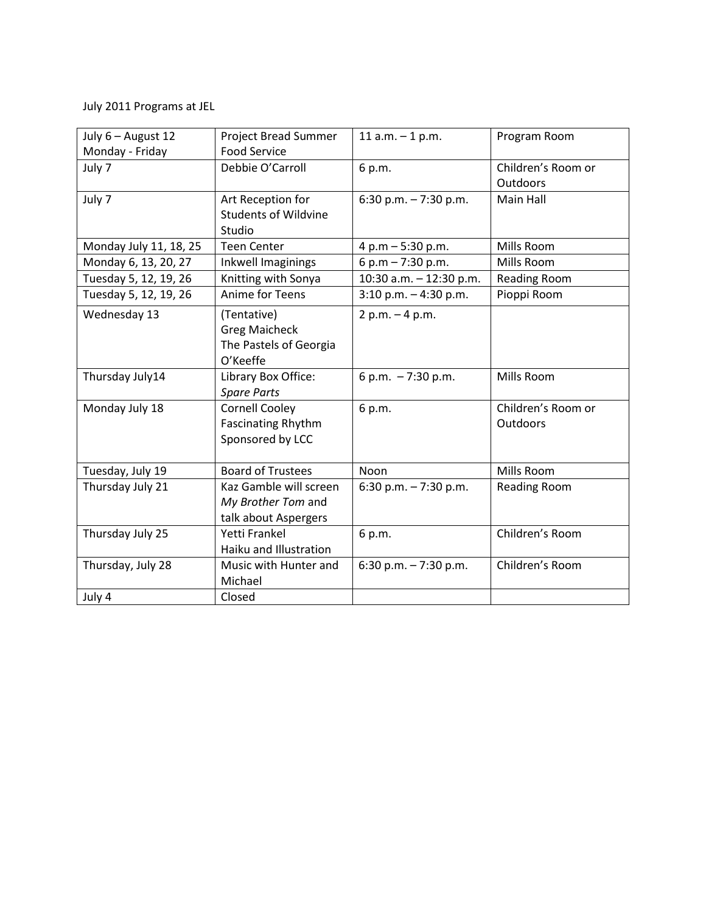July 2011 Programs at JEL

| | | | |
|---|---|---|---|
| July 6 – August 12 Monday - Friday | Project Bread Summer Food Service | 11 a.m. – 1 p.m. | Program Room |
| July 7 | Debbie O'Carroll | 6 p.m. | Children's Room or Outdoors |
| July 7 | Art Reception for Students of Wildvine Studio | 6:30 p.m. – 7:30 p.m. | Main Hall |
| Monday July 11, 18, 25 | Teen Center | 4 p.m – 5:30 p.m. | Mills Room |
| Monday 6, 13, 20, 27 | Inkwell Imaginings | 6 p.m – 7:30 p.m. | Mills Room |
| Tuesday 5, 12, 19, 26 | Knitting with Sonya | 10:30 a.m. – 12:30 p.m. | Reading Room |
| Tuesday 5, 12, 19, 26 | Anime for Teens | 3:10 p.m. – 4:30 p.m. | Pioppi Room |
| Wednesday 13 | (Tentative) Greg Maicheck The Pastels of Georgia O'Keeffe | 2 p.m. – 4 p.m. | |
| Thursday July14 | Library Box Office: *Spare Parts* | 6 p.m. – 7:30 p.m. | Mills Room |
| Monday July 18 | Cornell Cooley Fascinating Rhythm Sponsored by LCC | 6 p.m. | Children's Room or Outdoors |
| Tuesday, July 19 | Board of Trustees | Noon | Mills Room |
| Thursday July 21 | Kaz Gamble will screen *My Brother Tom* and talk about Aspergers | 6:30 p.m. – 7:30 p.m. | Reading Room |
| Thursday July 25 | Yetti Frankel Haiku and Illustration | 6 p.m. | Children's Room |
| Thursday, July 28 | Music with Hunter and Michael | 6:30 p.m. – 7:30 p.m. | Children's Room |
| July 4 | Closed | | |